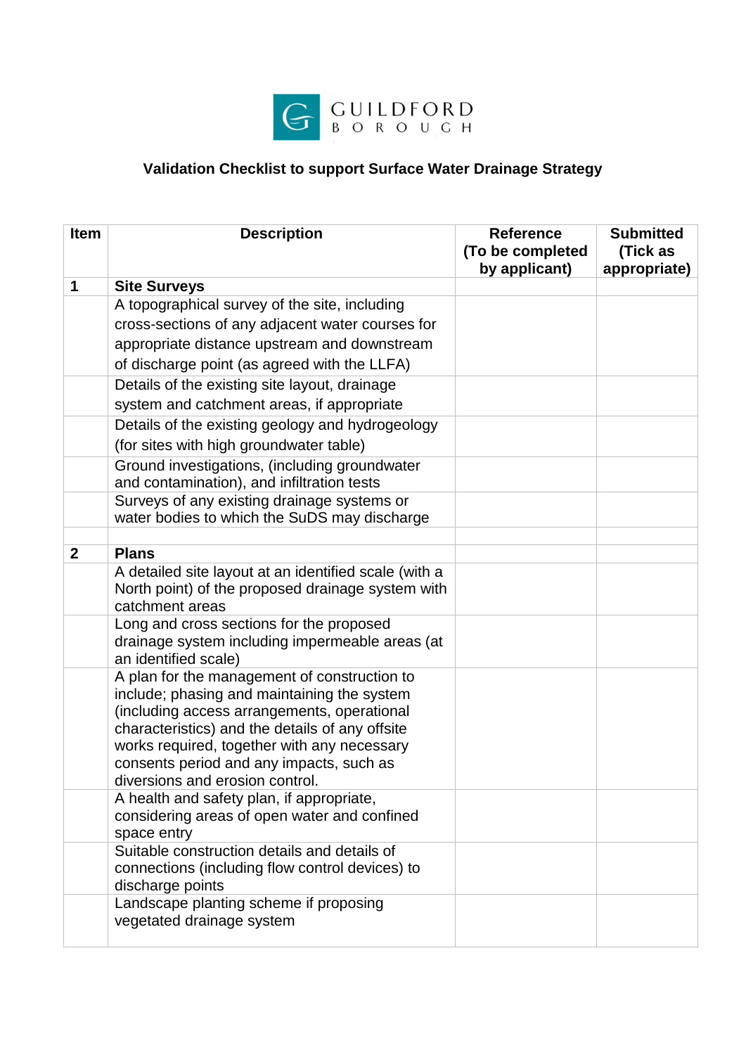GUILDFORD BOROUGH

# Validation Checklist to support Surface Water Drainage Strategy

| Item | Description | Reference (To be completed by applicant) | Submitted (Tick as appropriate) |
|---|---|---|---|
| **1** | **Site Surveys** | | |
| | A topographical survey of the site, including cross-sections of any adjacent water courses for appropriate distance upstream and downstream of discharge point (as agreed with the LLFA) | | |
| | Details of the existing site layout, drainage system and catchment areas, if appropriate | | |
| | Details of the existing geology and hydrogeology (for sites with high groundwater table) | | |
| | Ground investigations, (including groundwater and contamination), and infiltration tests | | |
| | Surveys of any existing drainage systems or water bodies to which the SuDS may discharge | | |
| | | | |
| **2** | **Plans** | | |
| | A detailed site layout at an identified scale (with a North point) of the proposed drainage system with catchment areas | | |
| | Long and cross sections for the proposed drainage system including impermeable areas (at an identified scale) | | |
| | A plan for the management of construction to include; phasing and maintaining the system (including access arrangements, operational characteristics) and the details of any offsite works required, together with any necessary consents period and any impacts, such as diversions and erosion control. | | |
| | A health and safety plan, if appropriate, considering areas of open water and confined space entry | | |
| | Suitable construction details and details of connections (including flow control devices) to discharge points | | |
| | Landscape planting scheme if proposing vegetated drainage system | | |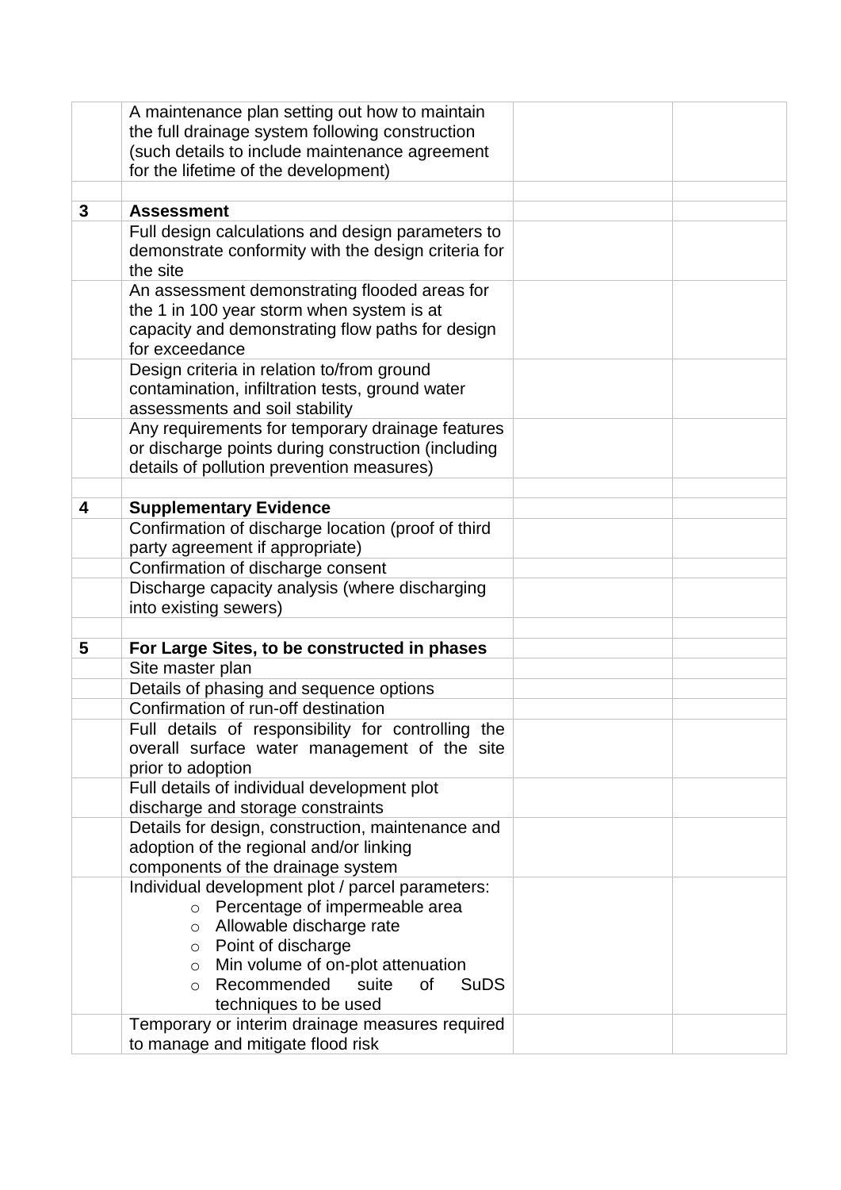| | | | |
|---|---|---|---|
| | A maintenance plan setting out how to maintain the full drainage system following construction (such details to include maintenance agreement for the lifetime of the development) | | |
| | | | |
| **3** | **Assessment** | | |
| | Full design calculations and design parameters to demonstrate conformity with the design criteria for the site | | |
| | An assessment demonstrating flooded areas for the 1 in 100 year storm when system is at capacity and demonstrating flow paths for design for exceedance | | |
| | Design criteria in relation to/from ground contamination, infiltration tests, ground water assessments and soil stability | | |
| | Any requirements for temporary drainage features or discharge points during construction (including details of pollution prevention measures) | | |
| | | | |
| **4** | **Supplementary Evidence** | | |
| | Confirmation of discharge location (proof of third party agreement if appropriate) | | |
| | Confirmation of discharge consent | | |
| | Discharge capacity analysis (where discharging into existing sewers) | | |
| | | | |
| **5** | **For Large Sites, to be constructed in phases** | | |
| | Site master plan | | |
| | Details of phasing and sequence options | | |
| | Confirmation of run-off destination | | |
| | Full details of responsibility for controlling the overall surface water management of the site prior to adoption | | |
| | Full details of individual development plot discharge and storage constraints | | |
| | Details for design, construction, maintenance and adoption of the regional and/or linking components of the drainage system | | |
| | Individual development plot / parcel parameters:<br>o Percentage of impermeable area<br>o Allowable discharge rate<br>o Point of discharge<br>o Min volume of on-plot attenuation<br>o Recommended suite of SuDS techniques to be used | | |
| | Temporary or interim drainage measures required to manage and mitigate flood risk | | |